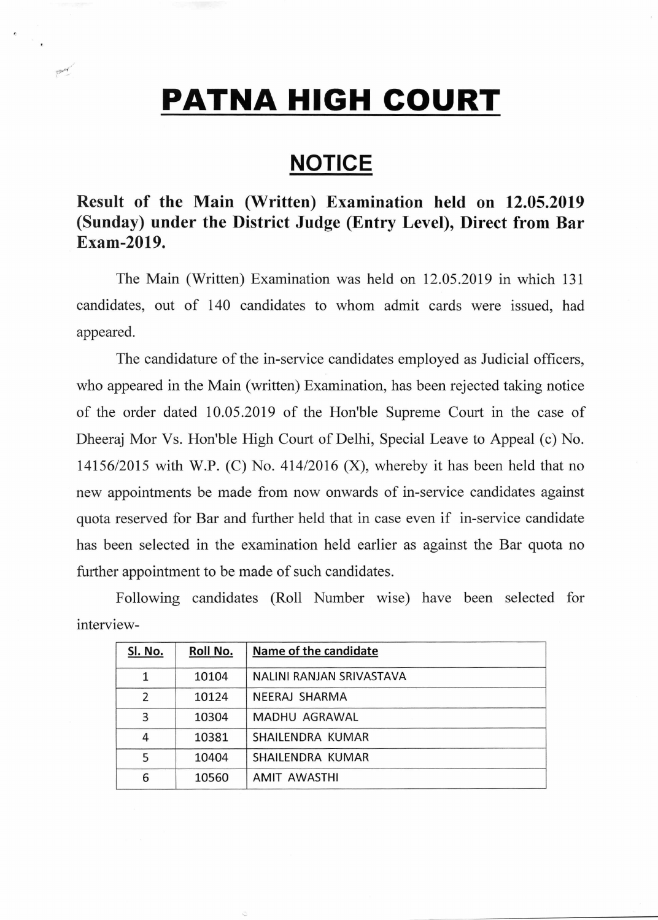# PATNA HIGH COURT

## NOTICE

**Result of the Main (Written) Examination held on 12.05.2019 (Sunday) under the District Judge (Entry Level), Direct from Bar Exam-2019.**

The Main (Written) Examination was held on 12.05.2019 in which 131 candidates, out of 140 candidates to whom admit cards were issued, had appeared.

The candidature of the in-service candidates employed as Judicial officers, who appeared in the Main (written) Examination, has been rejected taking notice of the order dated 10.05.2019 of the Hon'ble Supreme Court in the case of Dheeraj Mor Vs. Hon'ble High Court of Delhi, Special Leave to Appeal (c) No. 14156/2015 with W.P. (C) No. 414/2016 (X), whereby it has been held that no new appointments be made from now onwards of in-service candidates against quota reserved for Bar and further held that in case even if in-service candidate has been selected in the examination held earlier as against the Bar quota no further appointment to be made of such candidates.

Following candidates (Roll Number wise) have been selected for interview-

| Sl. No. | Roll No. | Name of the candidate |
|---|---|---|
| 1 | 10104 | NALINI RANJAN SRIVASTAVA |
| 2 | 10124 | NEERAJ SHARMA |
| 3 | 10304 | MADHU AGRAWAL |
| 4 | 10381 | SHAILENDRA KUMAR |
| 5 | 10404 | SHAILENDRA KUMAR |
| 6 | 10560 | AMIT AWASTHI |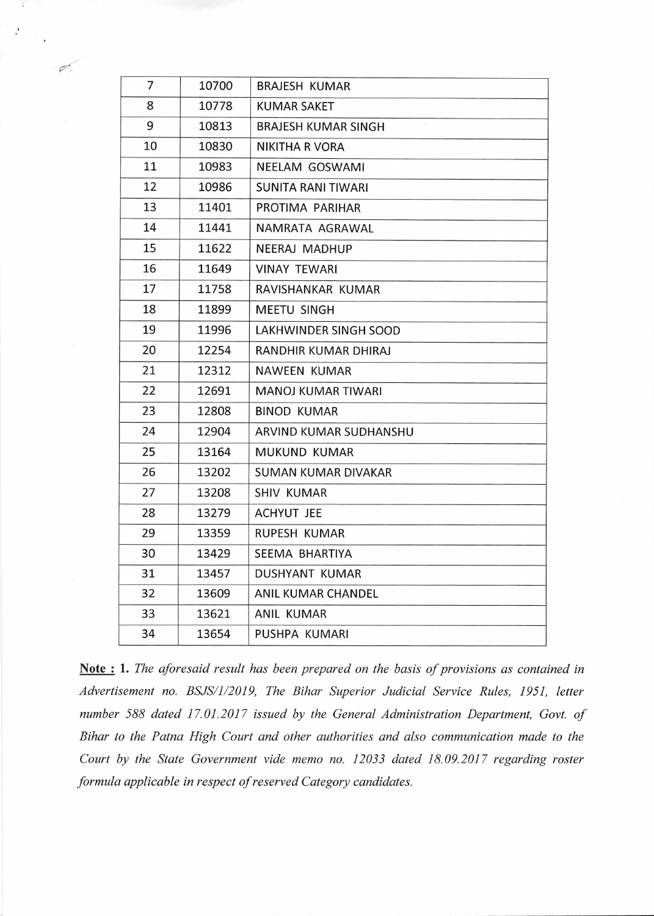| 7 | 10700 | BRAJESH KUMAR |
|---|---|---|
| 8 | 10778 | KUMAR SAKET |
| 9 | 10813 | BRAJESH KUMAR SINGH |
| 10 | 10830 | NIKITHA R VORA |
| 11 | 10983 | NEELAM GOSWAMI |
| 12 | 10986 | SUNITA RANI TIWARI |
| 13 | 11401 | PROTIMA PARIHAR |
| 14 | 11441 | NAMRATA AGRAWAL |
| 15 | 11622 | NEERAJ MADHUP |
| 16 | 11649 | VINAY TEWARI |
| 17 | 11758 | RAVISHANKAR KUMAR |
| 18 | 11899 | MEETU SINGH |
| 19 | 11996 | LAKHWINDER SINGH SOOD |
| 20 | 12254 | RANDHIR KUMAR DHIRAJ |
| 21 | 12312 | NAWEEN KUMAR |
| 22 | 12691 | MANOJ KUMAR TIWARI |
| 23 | 12808 | BINOD KUMAR |
| 24 | 12904 | ARVIND KUMAR SUDHANSHU |
| 25 | 13164 | MUKUND KUMAR |
| 26 | 13202 | SUMAN KUMAR DIVAKAR |
| 27 | 13208 | SHIV KUMAR |
| 28 | 13279 | ACHYUT JEE |
| 29 | 13359 | RUPESH KUMAR |
| 30 | 13429 | SEEMA BHARTIYA |
| 31 | 13457 | DUSHYANT KUMAR |
| 32 | 13609 | ANIL KUMAR CHANDEL |
| 33 | 13621 | ANIL KUMAR |
| 34 | 13654 | PUSHPA KUMARI |

**Note :** **1.** *The aforesaid result has been prepared on the basis of provisions as contained in Advertisement no. BSJS/1/2019, The Bihar Superior Judicial Service Rules, 1951, letter number 588 dated 17.01.2017 issued by the General Administration Department, Govt. of Bihar to the Patna High Court and other authorities and also communication made to the Court by the State Government vide memo no. 12033 dated 18.09.2017 regarding roster formula applicable in respect of reserved Category candidates.*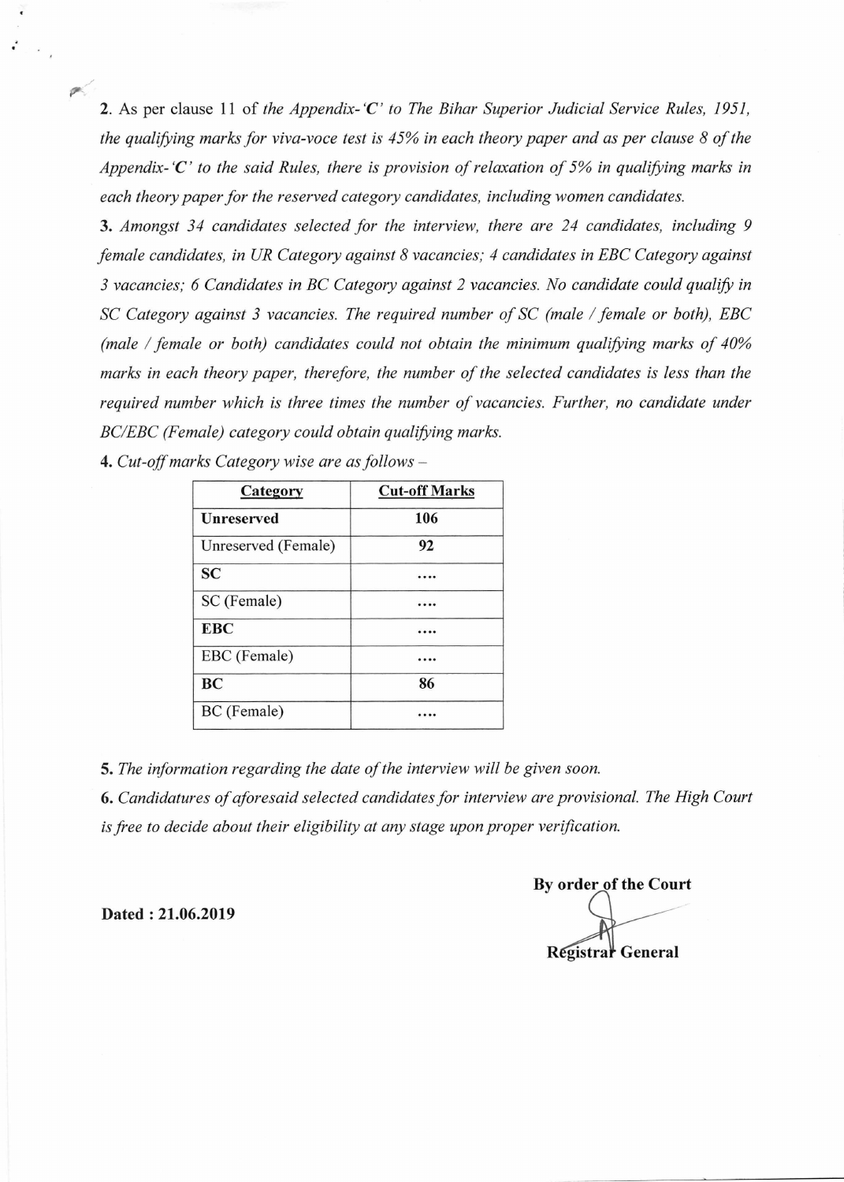**2**. As per clause 11 of *the Appendix-'**C**' to The Bihar Superior Judicial Service Rules, 1951, the qualifying marks for viva-voce test is 45% in each theory paper and as per clause 8 of the Appendix-'**C**' to the said Rules, there is provision of relaxation of 5% in qualifying marks in each theory paper for the reserved category candidates, including women candidates.*

**3.** *Amongst 34 candidates selected for the interview, there are 24 candidates, including 9 female candidates, in UR Category against 8 vacancies; 4 candidates in EBC Category against 3 vacancies; 6 Candidates in BC Category against 2 vacancies. No candidate could qualify in SC Category against 3 vacancies. The required number of SC (male / female or both), EBC (male / female or both) candidates could not obtain the minimum qualifying marks of 40% marks in each theory paper, therefore, the number of the selected candidates is less than the required number which is three times the number of vacancies. Further, no candidate under BC/EBC (Female) category could obtain qualifying marks.*

**4.** *Cut-off marks Category wise are as follows –*

| Category | Cut-off Marks |
|---|---|
| **Unreserved** | 106 |
| Unreserved (Female) | 92 |
| **SC** | .... |
| SC (Female) | .... |
| **EBC** | .... |
| EBC (Female) | .... |
| **BC** | 86 |
| BC (Female) | .... |

**5.** *The information regarding the date of the interview will be given soon.*

**6.** *Candidatures of aforesaid selected candidates for interview are provisional. The High Court is free to decide about their eligibility at any stage upon proper verification.*

**By order of the Court**

**Dated : 21.06.2019**

**Registrar General**